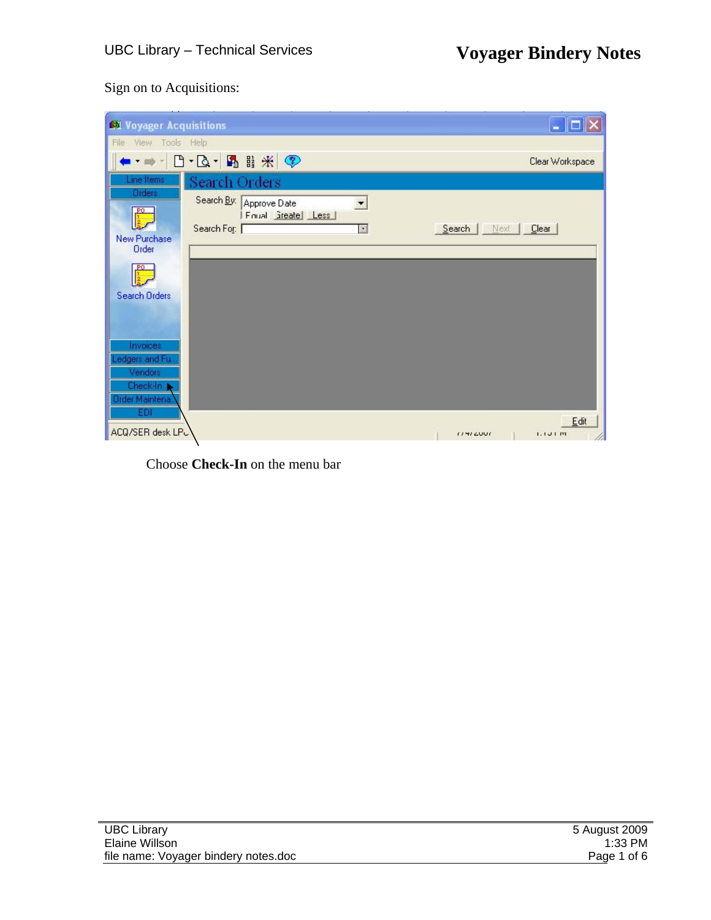Sign on to Acquisitions:

Choose **Check-In** on the menu bar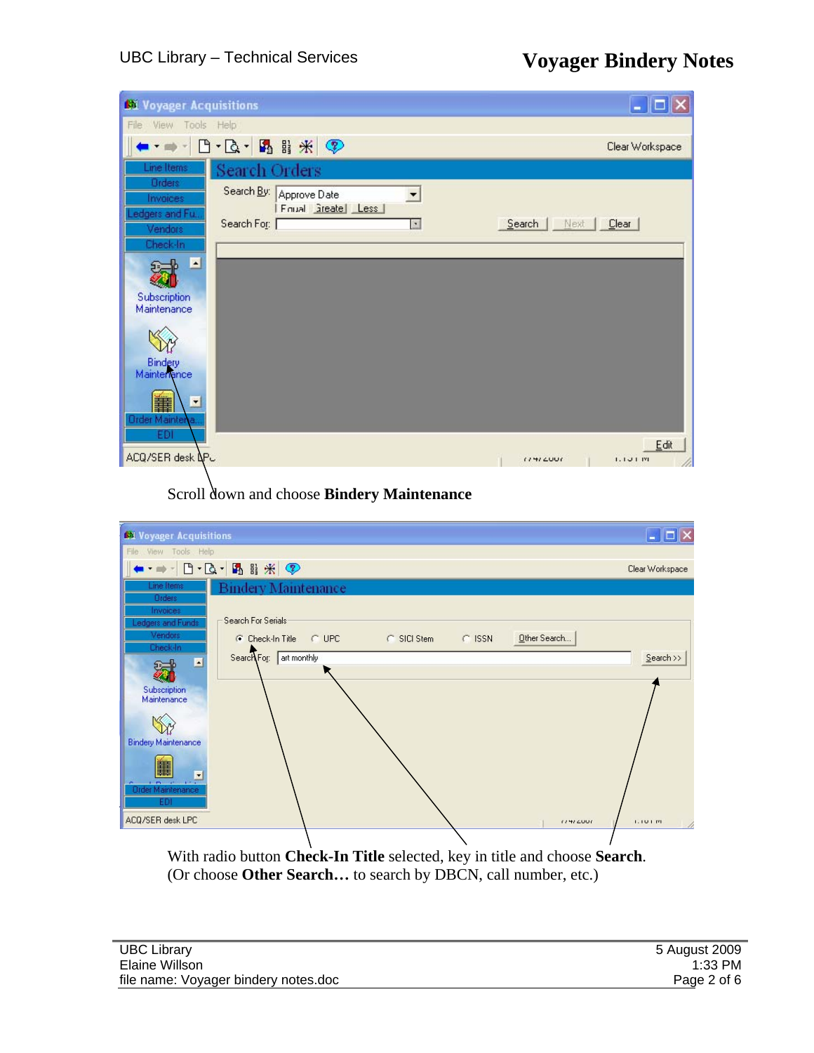Scroll down and choose **Bindery Maintenance**

With radio button **Check-In Title** selected, key in title and choose **Search**.
(Or choose **Other Search…** to search by DBCN, call number, etc.)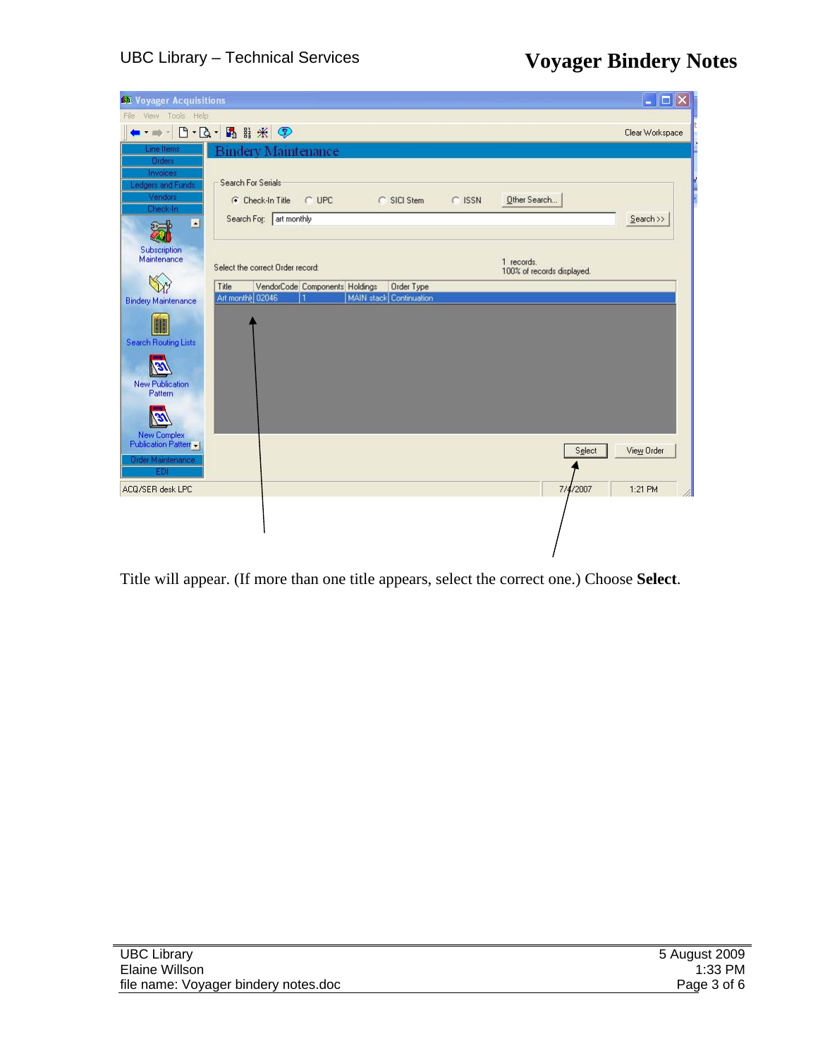Title will appear. (If more than one title appears, select the correct one.) Choose **Select**.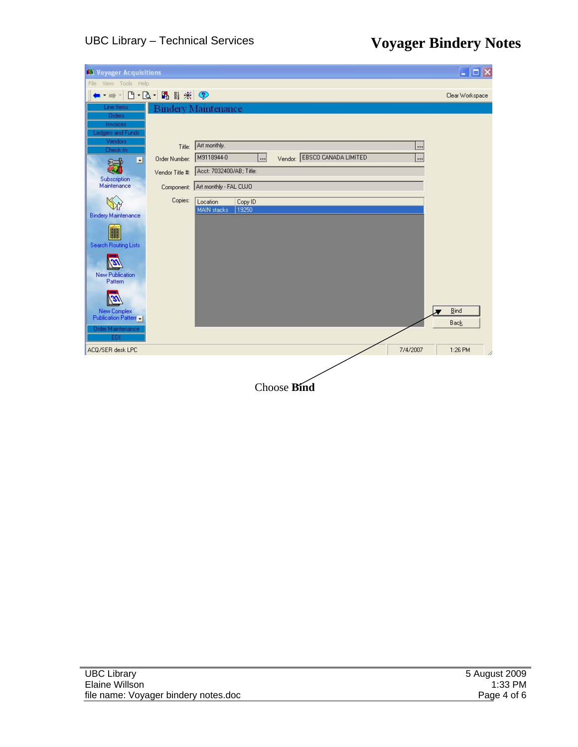Choose **Bind**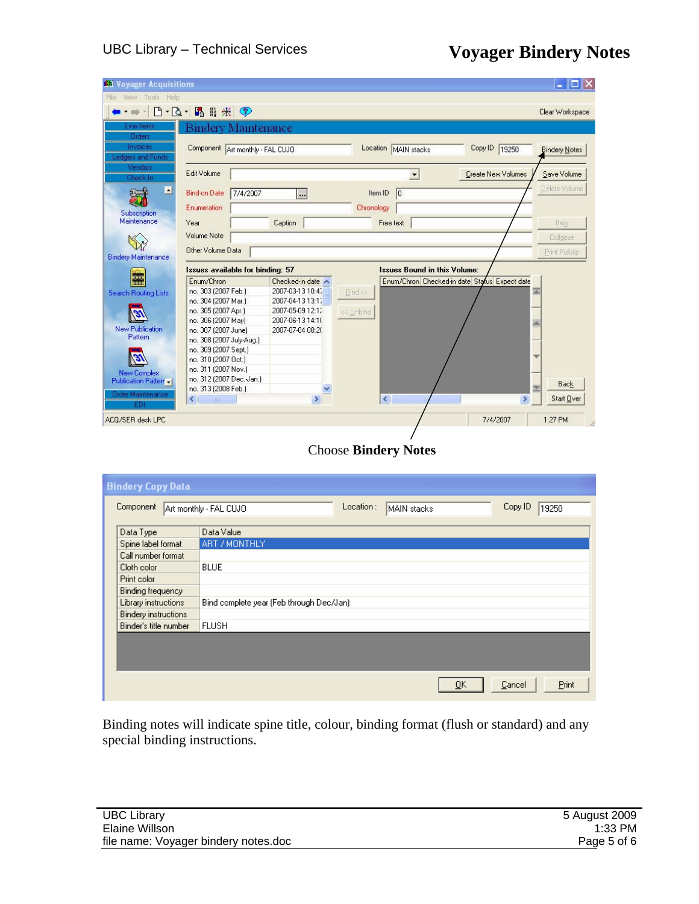Choose **Bindery Notes**

| Data Type | Data Value |
| --- | --- |
| Spine label format | ART / MONTHLY |
| Call number format | |
| Cloth color | BLUE |
| Print color | |
| Binding frequency | |
| Library instructions | Bind complete year (Feb through Dec/Jan) |
| Bindery instructions | |
| Binder's title number | FLUSH |

Binding notes will indicate spine title, colour, binding format (flush or standard) and any special binding instructions.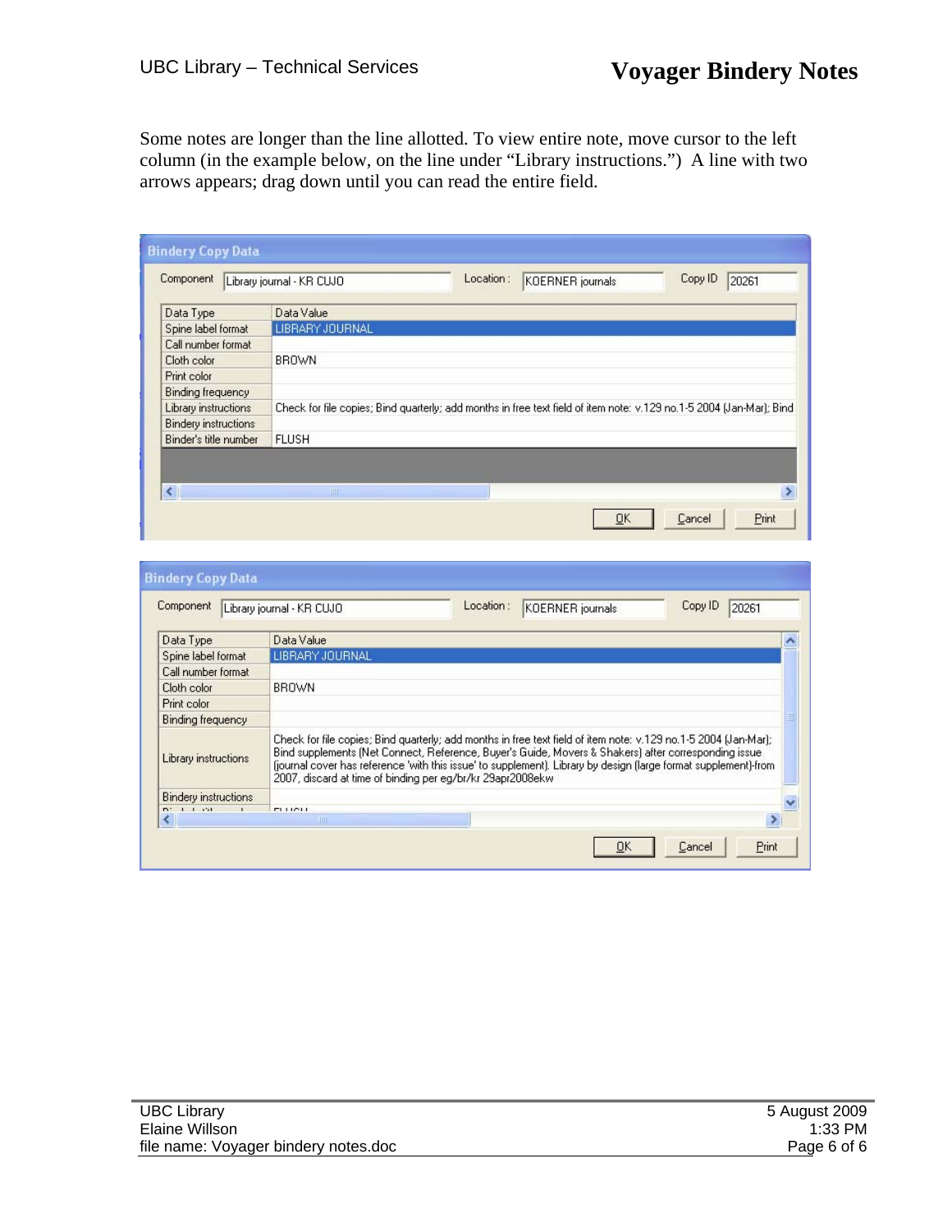Some notes are longer than the line allotted. To view entire note, move cursor to the left column (in the example below, on the line under "Library instructions.") A line with two arrows appears; drag down until you can read the entire field.

**Bindery Copy Data**

Component: Library journal - KR CUJO    Location: KOERNER journals    Copy ID: 20261

| Data Type | Data Value |
|---|---|
| Spine label format | LIBRARY JOURNAL |
| Call number format | |
| Cloth color | BROWN |
| Print color | |
| Binding frequency | |
| Library instructions | Check for file copies; Bind quarterly; add months in free text field of item note: v.129 no.1-5 2004 (Jan-Mar); Bind |
| Bindery instructions | |
| Binder's title number | FLUSH |

OK | Cancel | Print

**Bindery Copy Data**

Component: Library journal - KR CUJO    Location: KOERNER journals    Copy ID: 20261

| Data Type | Data Value |
|---|---|
| Spine label format | LIBRARY JOURNAL |
| Call number format | |
| Cloth color | BROWN |
| Print color | |
| Binding frequency | |
| Library instructions | Check for file copies; Bind quarterly; add months in free text field of item note: v.129 no.1-5 2004 (Jan-Mar); Bind supplements (Net Connect, Reference, Buyer's Guide, Movers & Shakers) after corresponding issue (journal cover has reference 'with this issue' to supplement). Library by design (large format supplement)-from 2007, discard at time of binding per eg/br/kr 29apr2008ekw |
| Bindery instructions | |

OK | Cancel | Print